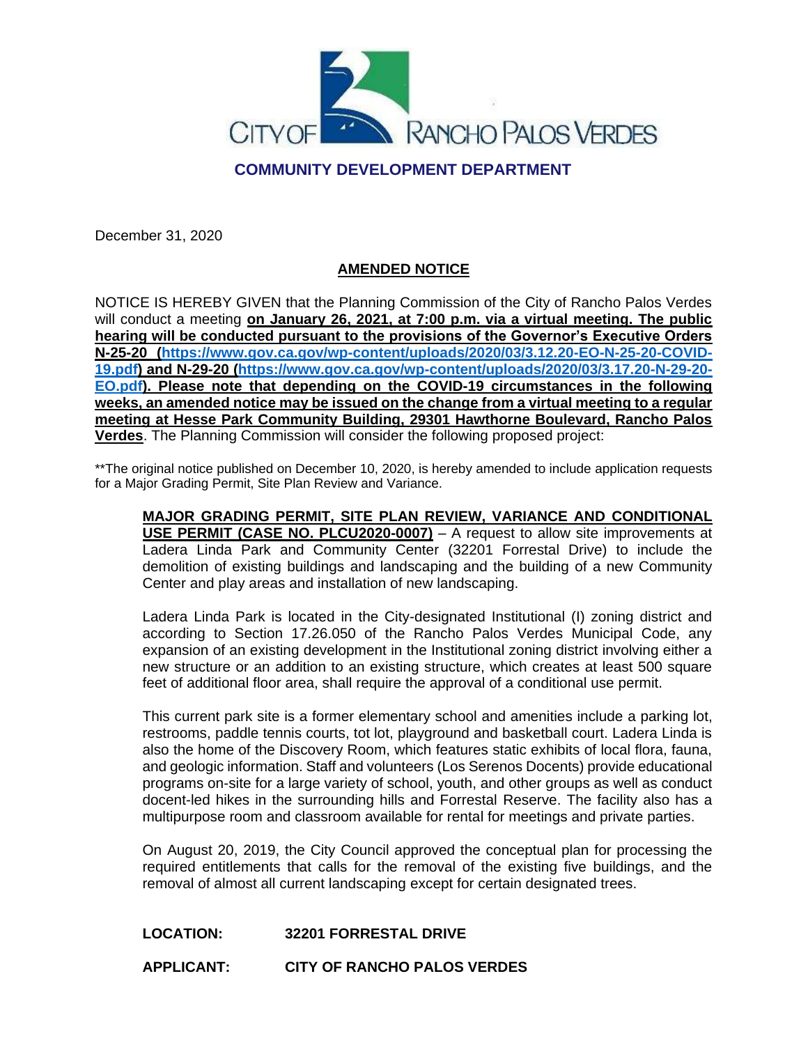CITY OF RANCHO PALOS VERDES

**COMMUNITY DEVELOPMENT DEPARTMENT**

December 31, 2020

**AMENDED NOTICE**

NOTICE IS HEREBY GIVEN that the Planning Commission of the City of Rancho Palos Verdes will conduct a meeting **on January 26, 2021, at 7:00 p.m. via a virtual meeting. The public hearing will be conducted pursuant to the provisions of the Governor's Executive Orders N-25-20 (https://www.gov.ca.gov/wp-content/uploads/2020/03/3.12.20-EO-N-25-20-COVID-19.pdf) and N-29-20 (https://www.gov.ca.gov/wp-content/uploads/2020/03/3.17.20-N-29-20-EO.pdf). Please note that depending on the COVID-19 circumstances in the following weeks, an amended notice may be issued on the change from a virtual meeting to a regular meeting at Hesse Park Community Building, 29301 Hawthorne Boulevard, Rancho Palos Verdes**. The Planning Commission will consider the following proposed project:

**The original notice published on December 10, 2020, is hereby amended to include application requests for a Major Grading Permit, Site Plan Review and Variance.

**MAJOR GRADING PERMIT, SITE PLAN REVIEW, VARIANCE AND CONDITIONAL USE PERMIT (CASE NO. PLCU2020-0007)** – A request to allow site improvements at Ladera Linda Park and Community Center (32201 Forrestal Drive) to include the demolition of existing buildings and landscaping and the building of a new Community Center and play areas and installation of new landscaping.

Ladera Linda Park is located in the City-designated Institutional (I) zoning district and according to Section 17.26.050 of the Rancho Palos Verdes Municipal Code, any expansion of an existing development in the Institutional zoning district involving either a new structure or an addition to an existing structure, which creates at least 500 square feet of additional floor area, shall require the approval of a conditional use permit.

This current park site is a former elementary school and amenities include a parking lot, restrooms, paddle tennis courts, tot lot, playground and basketball court. Ladera Linda is also the home of the Discovery Room, which features static exhibits of local flora, fauna, and geologic information. Staff and volunteers (Los Serenos Docents) provide educational programs on-site for a large variety of school, youth, and other groups as well as conduct docent-led hikes in the surrounding hills and Forrestal Reserve. The facility also has a multipurpose room and classroom available for rental for meetings and private parties.

On August 20, 2019, the City Council approved the conceptual plan for processing the required entitlements that calls for the removal of the existing five buildings, and the removal of almost all current landscaping except for certain designated trees.

**LOCATION:** **32201 FORRESTAL DRIVE**

**APPLICANT:** **CITY OF RANCHO PALOS VERDES**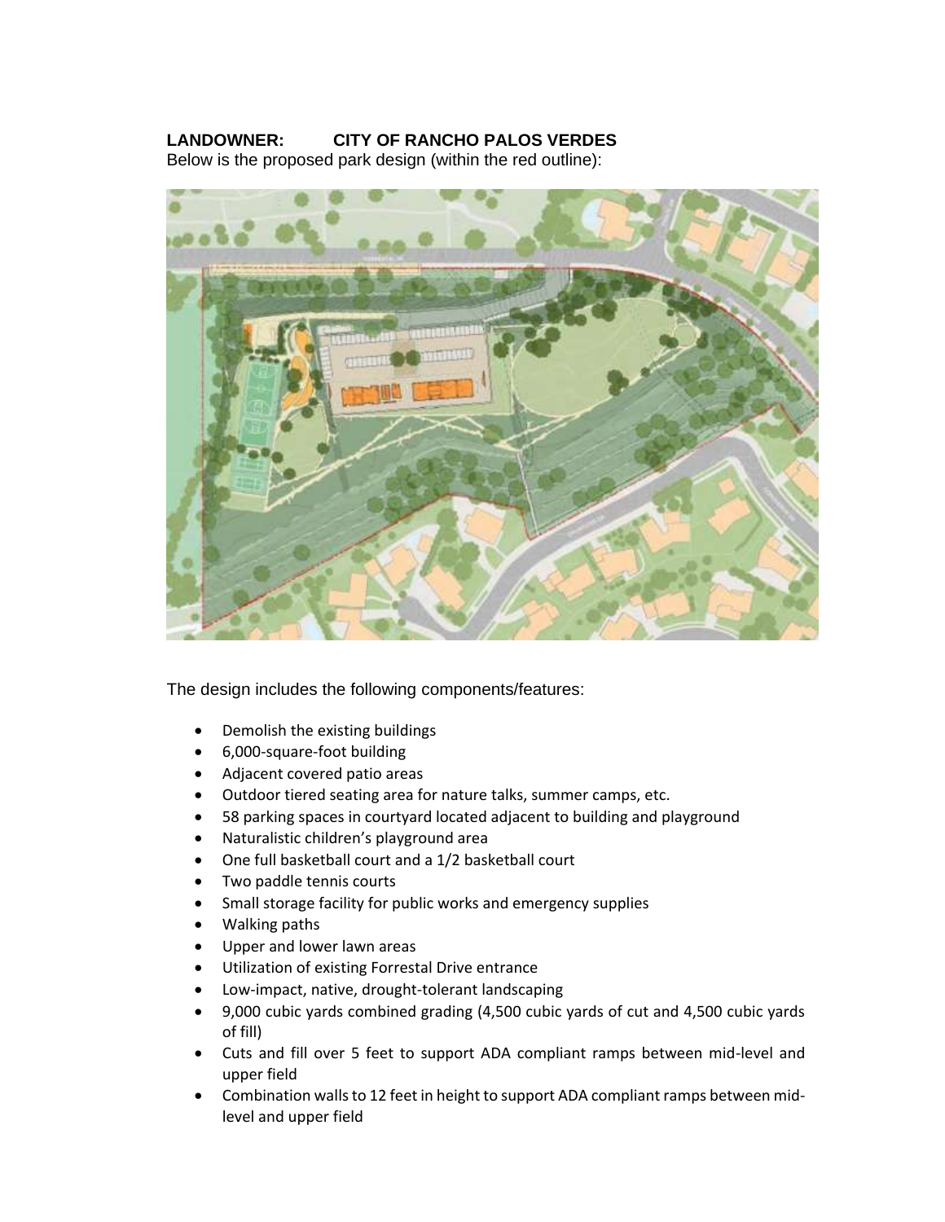**LANDOWNER: CITY OF RANCHO PALOS VERDES**

Below is the proposed park design (within the red outline):

The design includes the following components/features:

- Demolish the existing buildings
- 6,000-square-foot building
- Adjacent covered patio areas
- Outdoor tiered seating area for nature talks, summer camps, etc.
- 58 parking spaces in courtyard located adjacent to building and playground
- Naturalistic children's playground area
- One full basketball court and a 1/2 basketball court
- Two paddle tennis courts
- Small storage facility for public works and emergency supplies
- Walking paths
- Upper and lower lawn areas
- Utilization of existing Forrestal Drive entrance
- Low-impact, native, drought-tolerant landscaping
- 9,000 cubic yards combined grading (4,500 cubic yards of cut and 4,500 cubic yards of fill)
- Cuts and fill over 5 feet to support ADA compliant ramps between mid-level and upper field
- Combination walls to 12 feet in height to support ADA compliant ramps between mid-level and upper field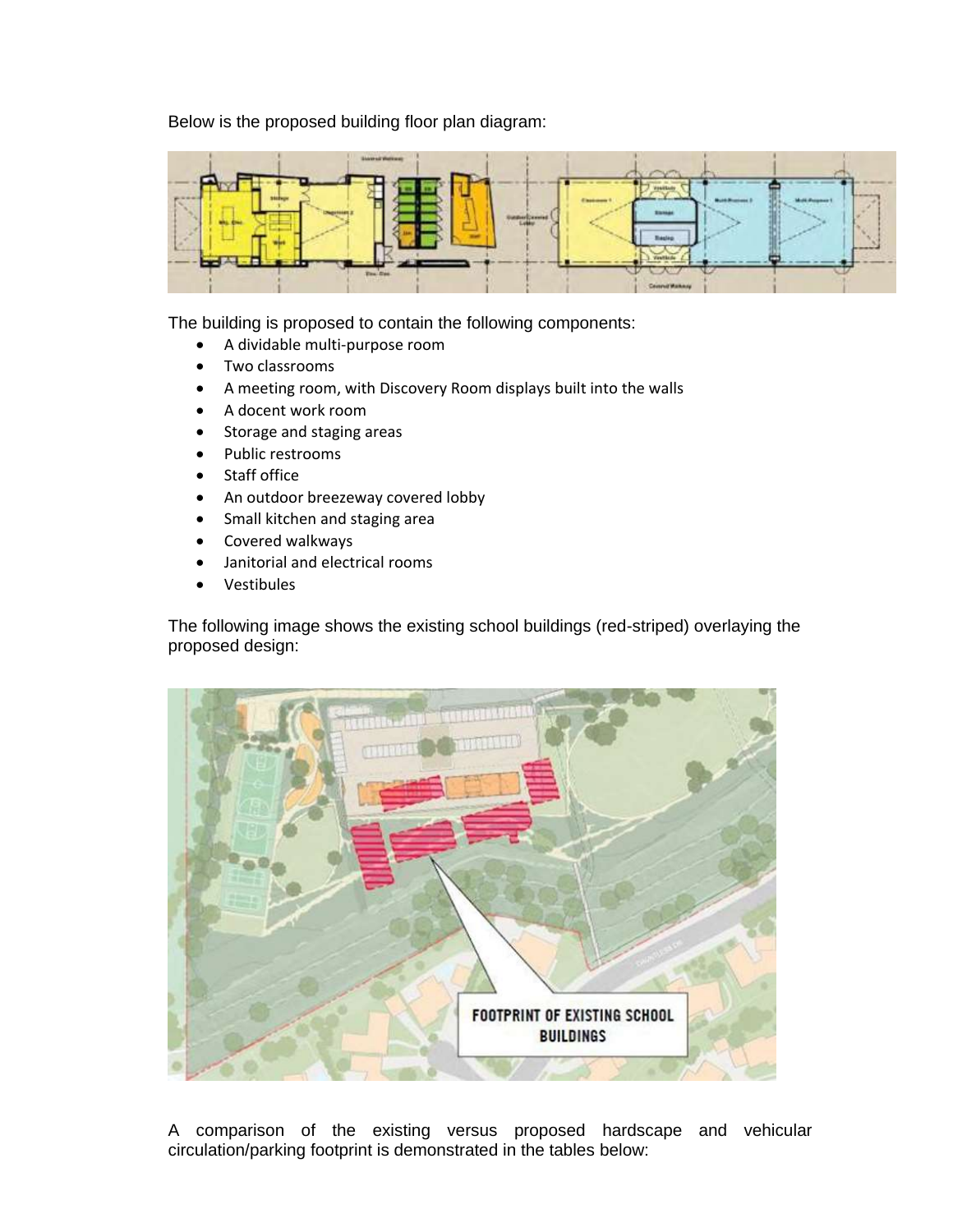Below is the proposed building floor plan diagram:

The building is proposed to contain the following components:

- A dividable multi-purpose room
- Two classrooms
- A meeting room, with Discovery Room displays built into the walls
- A docent work room
- Storage and staging areas
- Public restrooms
- Staff office
- An outdoor breezeway covered lobby
- Small kitchen and staging area
- Covered walkways
- Janitorial and electrical rooms
- Vestibules

The following image shows the existing school buildings (red-striped) overlaying the proposed design:

A comparison of the existing versus proposed hardscape and vehicular circulation/parking footprint is demonstrated in the tables below: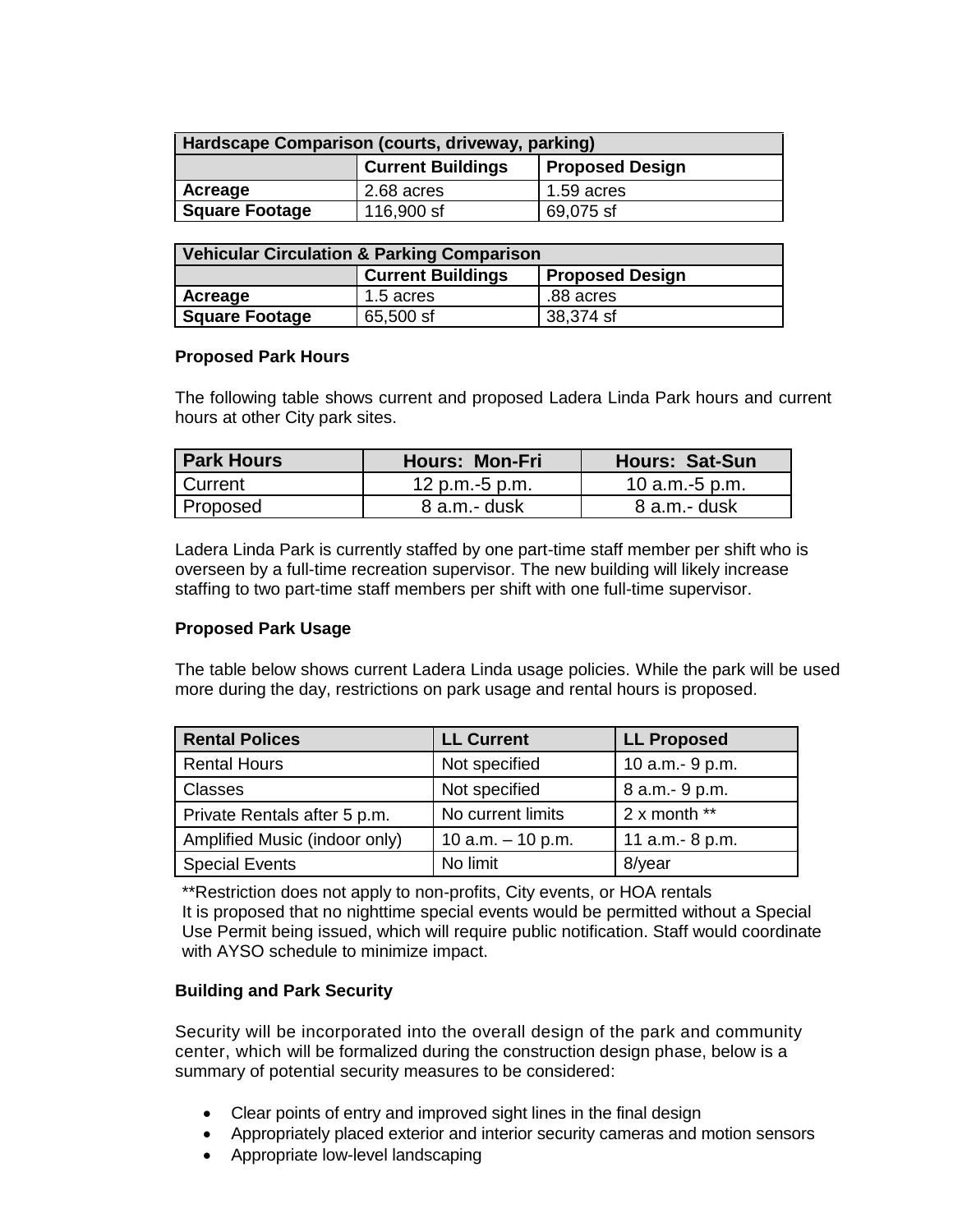| Hardscape Comparison (courts, driveway, parking) | | |
|---|---|---|
| | **Current Buildings** | **Proposed Design** |
| **Acreage** | 2.68 acres | 1.59 acres |
| **Square Footage** | 116,900 sf | 69,075 sf |

| Vehicular Circulation & Parking Comparison | | |
|---|---|---|
| | **Current Buildings** | **Proposed Design** |
| **Acreage** | 1.5 acres | .88 acres |
| **Square Footage** | 65,500 sf | 38,374 sf |

**Proposed Park Hours**

The following table shows current and proposed Ladera Linda Park hours and current hours at other City park sites.

| Park Hours | Hours: Mon-Fri | Hours: Sat-Sun |
|---|---|---|
| Current | 12 p.m.-5 p.m. | 10 a.m.-5 p.m. |
| Proposed | 8 a.m.- dusk | 8 a.m.- dusk |

Ladera Linda Park is currently staffed by one part-time staff member per shift who is overseen by a full-time recreation supervisor. The new building will likely increase staffing to two part-time staff members per shift with one full-time supervisor.

**Proposed Park Usage**

The table below shows current Ladera Linda usage policies. While the park will be used more during the day, restrictions on park usage and rental hours is proposed.

| Rental Polices | LL Current | LL Proposed |
|---|---|---|
| Rental Hours | Not specified | 10 a.m.- 9 p.m. |
| Classes | Not specified | 8 a.m.- 9 p.m. |
| Private Rentals after 5 p.m. | No current limits | 2 x month ** |
| Amplified Music (indoor only) | 10 a.m. – 10 p.m. | 11 a.m.- 8 p.m. |
| Special Events | No limit | 8/year |

**Restriction does not apply to non-profits, City events, or HOA rentals
It is proposed that no nighttime special events would be permitted without a Special Use Permit being issued, which will require public notification. Staff would coordinate with AYSO schedule to minimize impact.

**Building and Park Security**

Security will be incorporated into the overall design of the park and community center, which will be formalized during the construction design phase, below is a summary of potential security measures to be considered:

- Clear points of entry and improved sight lines in the final design
- Appropriately placed exterior and interior security cameras and motion sensors
- Appropriate low-level landscaping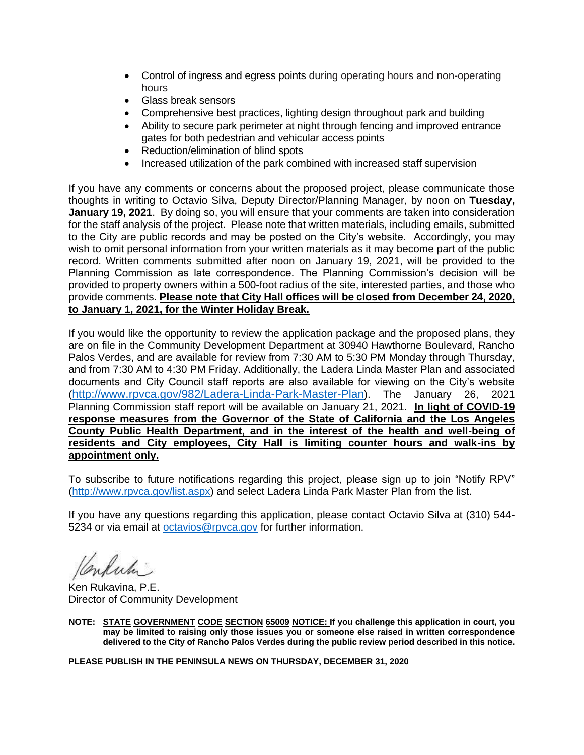- Control of ingress and egress points during operating hours and non-operating hours
- Glass break sensors
- Comprehensive best practices, lighting design throughout park and building
- Ability to secure park perimeter at night through fencing and improved entrance gates for both pedestrian and vehicular access points
- Reduction/elimination of blind spots
- Increased utilization of the park combined with increased staff supervision

If you have any comments or concerns about the proposed project, please communicate those thoughts in writing to Octavio Silva, Deputy Director/Planning Manager, by noon on **Tuesday, January 19, 2021**. By doing so, you will ensure that your comments are taken into consideration for the staff analysis of the project. Please note that written materials, including emails, submitted to the City are public records and may be posted on the City's website. Accordingly, you may wish to omit personal information from your written materials as it may become part of the public record. Written comments submitted after noon on January 19, 2021, will be provided to the Planning Commission as late correspondence. The Planning Commission's decision will be provided to property owners within a 500-foot radius of the site, interested parties, and those who provide comments. **Please note that City Hall offices will be closed from December 24, 2020, to January 1, 2021, for the Winter Holiday Break.**

If you would like the opportunity to review the application package and the proposed plans, they are on file in the Community Development Department at 30940 Hawthorne Boulevard, Rancho Palos Verdes, and are available for review from 7:30 AM to 5:30 PM Monday through Thursday, and from 7:30 AM to 4:30 PM Friday. Additionally, the Ladera Linda Master Plan and associated documents and City Council staff reports are also available for viewing on the City's website (http://www.rpvca.gov/982/Ladera-Linda-Park-Master-Plan). The January 26, 2021 Planning Commission staff report will be available on January 21, 2021. **In light of COVID-19 response measures from the Governor of the State of California and the Los Angeles County Public Health Department, and in the interest of the health and well-being of residents and City employees, City Hall is limiting counter hours and walk-ins by appointment only.**

To subscribe to future notifications regarding this project, please sign up to join "Notify RPV" (http://www.rpvca.gov/list.aspx) and select Ladera Linda Park Master Plan from the list.

If you have any questions regarding this application, please contact Octavio Silva at (310) 544-5234 or via email at octavios@rpvca.gov for further information.

Ken Rukavina, P.E.
Director of Community Development

**NOTE: STATE GOVERNMENT CODE SECTION 65009 NOTICE: If you challenge this application in court, you may be limited to raising only those issues you or someone else raised in written correspondence delivered to the City of Rancho Palos Verdes during the public review period described in this notice.**

**PLEASE PUBLISH IN THE PENINSULA NEWS ON THURSDAY, DECEMBER 31, 2020**